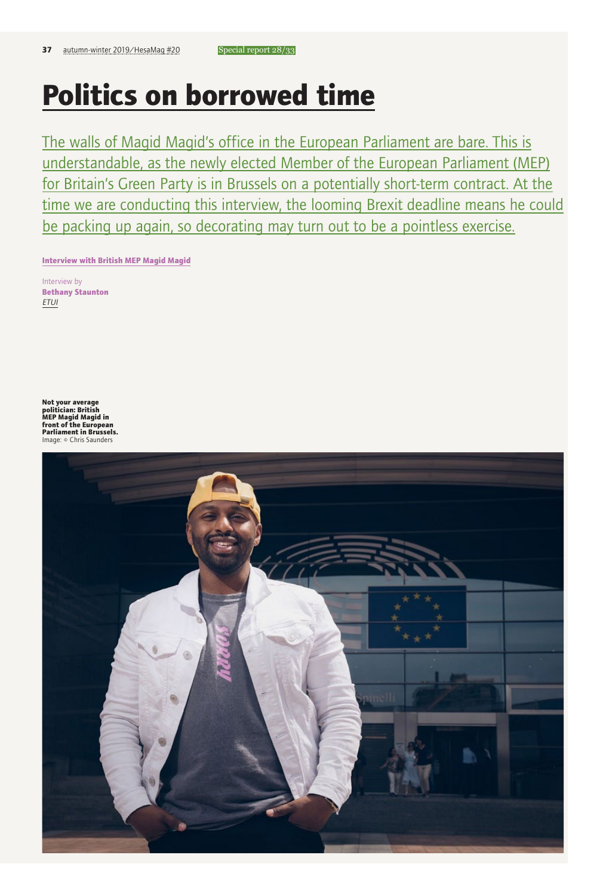# Politics on borrowed time

The walls of Magid Magid's office in the European Parliament are bare. This is understandable, as the newly elected Member of the European Parliament (MEP) for Britain's Green Party is in Brussels on a potentially short-term contract. At the time we are conducting this interview, the looming Brexit deadline means he could be packing up again, so decorating may turn out to be a pointless exercise.

**Interview with British MEP Magid Magid**

Interview by
**Bethany Staunton**
*ETUI*

**Not your average politician: British MEP Magid Magid in front of the European Parliament in Brussels.**
Image: © Chris Saunders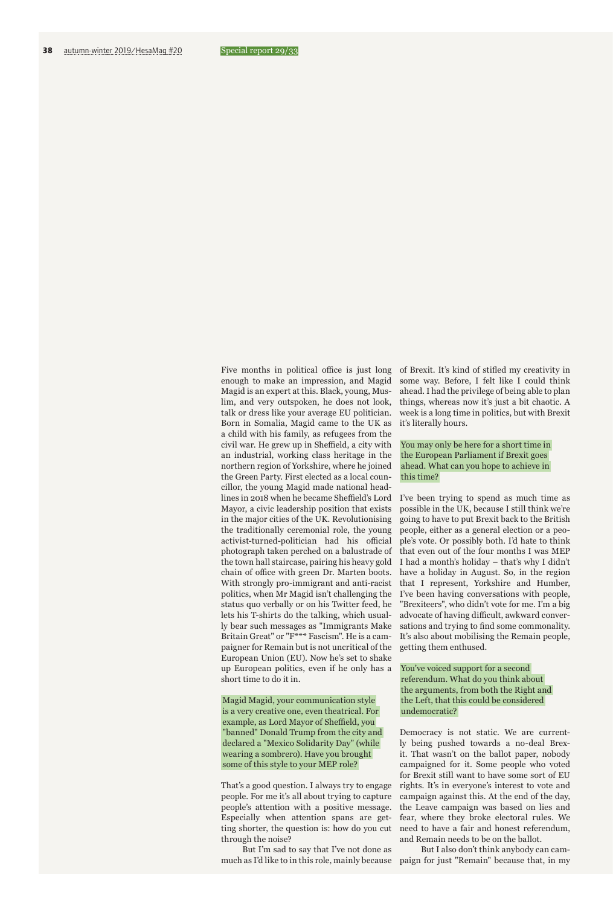Five months in political office is just long enough to make an impression, and Magid Magid is an expert at this. Black, young, Muslim, and very outspoken, he does not look, talk or dress like your average EU politician. Born in Somalia, Magid came to the UK as a child with his family, as refugees from the civil war. He grew up in Sheffield, a city with an industrial, working class heritage in the northern region of Yorkshire, where he joined the Green Party. First elected as a local councillor, the young Magid made national headlines in 2018 when he became Sheffield's Lord Mayor, a civic leadership position that exists in the major cities of the UK. Revolutionising the traditionally ceremonial role, the young activist-turned-politician had his official photograph taken perched on a balustrade of the town hall staircase, pairing his heavy gold chain of office with green Dr. Marten boots. With strongly pro-immigrant and anti-racist politics, when Mr Magid isn't challenging the status quo verbally or on his Twitter feed, he lets his T-shirts do the talking, which usually bear such messages as "Immigrants Make Britain Great" or "F*** Fascism". He is a campaigner for Remain but is not uncritical of the European Union (EU). Now he's set to shake up European politics, even if he only has a short time to do it in.

**Magid Magid, your communication style is a very creative one, even theatrical. For example, as Lord Mayor of Sheffield, you "banned" Donald Trump from the city and declared a "Mexico Solidarity Day" (while wearing a sombrero). Have you brought some of this style to your MEP role?**

That's a good question. I always try to engage people. For me it's all about trying to capture people's attention with a positive message. Especially when attention spans are getting shorter, the question is: how do you cut through the noise?

But I'm sad to say that I've not done as much as I'd like to in this role, mainly because of Brexit. It's kind of stifled my creativity in some way. Before, I felt like I could think ahead. I had the privilege of being able to plan things, whereas now it's just a bit chaotic. A week is a long time in politics, but with Brexit it's literally hours.

**You may only be here for a short time in the European Parliament if Brexit goes ahead. What can you hope to achieve in this time?**

I've been trying to spend as much time as possible in the UK, because I still think we're going to have to put Brexit back to the British people, either as a general election or a people's vote. Or possibly both. I'd hate to think that even out of the four months I was MEP I had a month's holiday – that's why I didn't have a holiday in August. So, in the region that I represent, Yorkshire and Humber, I've been having conversations with people, "Brexiteers", who didn't vote for me. I'm a big advocate of having difficult, awkward conversations and trying to find some commonality. It's also about mobilising the Remain people, getting them enthused.

**You've voiced support for a second referendum. What do you think about the arguments, from both the Right and the Left, that this could be considered undemocratic?**

Democracy is not static. We are currently being pushed towards a no-deal Brexit. That wasn't on the ballot paper, nobody campaigned for it. Some people who voted for Brexit still want to have some sort of EU rights. It's in everyone's interest to vote and campaign against this. At the end of the day, the Leave campaign was based on lies and fear, where they broke electoral rules. We need to have a fair and honest referendum, and Remain needs to be on the ballot.

But I also don't think anybody can campaign for just "Remain" because that, in my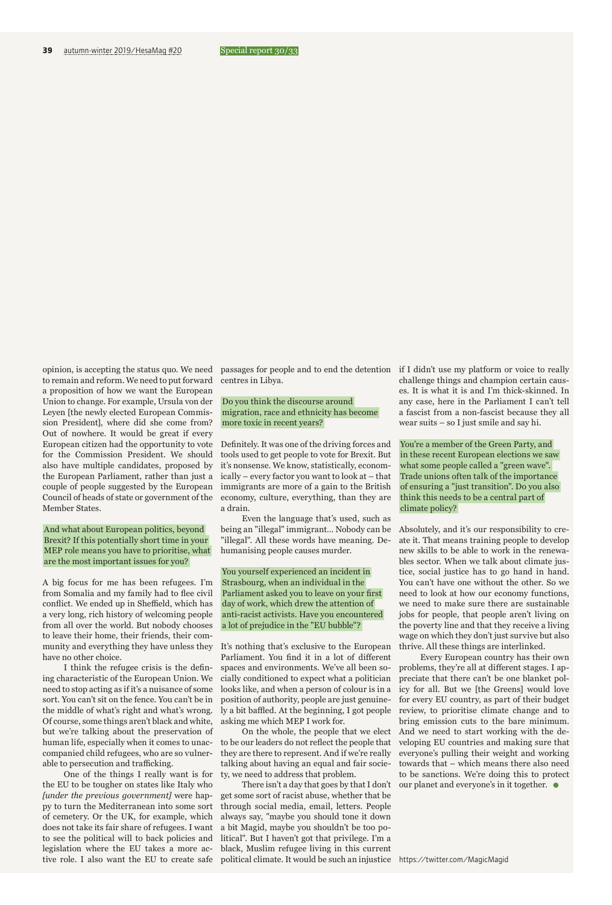opinion, is accepting the status quo. We need to remain and reform. We need to put forward a proposition of how we want the European Union to change. For example, Ursula von der Leyen [the newly elected European Commission President], where did she come from? Out of nowhere. It would be great if every European citizen had the opportunity to vote for the Commission President. We should also have multiple candidates, proposed by the European Parliament, rather than just a couple of people suggested by the European Council of heads of state or government of the Member States.

**And what about European politics, beyond Brexit? If this potentially short time in your MEP role means you have to prioritise, what are the most important issues for you?**

A big focus for me has been refugees. I'm from Somalia and my family had to flee civil conflict. We ended up in Sheffield, which has a very long, rich history of welcoming people from all over the world. But nobody chooses to leave their home, their friends, their community and everything they have unless they have no other choice.

I think the refugee crisis is the defining characteristic of the European Union. We need to stop acting as if it's a nuisance of some sort. You can't sit on the fence. You can't be in the middle of what's right and what's wrong. Of course, some things aren't black and white, but we're talking about the preservation of human life, especially when it comes to unaccompanied child refugees, who are so vulnerable to persecution and trafficking.

One of the things I really want is for the EU to be tougher on states like Italy who *[under the previous government]* were happy to turn the Mediterranean into some sort of cemetery. Or the UK, for example, which does not take its fair share of refugees. I want to see the political will to back policies and legislation where the EU takes a more active role. I also want the EU to create safe passages for people and to end the detention centres in Libya.

**Do you think the discourse around migration, race and ethnicity has become more toxic in recent years?**

Definitely. It was one of the driving forces and tools used to get people to vote for Brexit. But it's nonsense. We know, statistically, economically – every factor you want to look at – that immigrants are more of a gain to the British economy, culture, everything, than they are a drain.

Even the language that's used, such as being an "illegal" immigrant... Nobody can be "illegal". All these words have meaning. Dehumanising people causes murder.

**You yourself experienced an incident in Strasbourg, when an individual in the Parliament asked you to leave on your first day of work, which drew the attention of anti-racist activists. Have you encountered a lot of prejudice in the "EU bubble"?**

It's nothing that's exclusive to the European Parliament. You find it in a lot of different spaces and environments. We've all been socially conditioned to expect what a politician looks like, and when a person of colour is in a position of authority, people are just genuinely a bit baffled. At the beginning, I got people asking me which MEP I work for.

On the whole, the people that we elect to be our leaders do not reflect the people that they are there to represent. And if we're really talking about having an equal and fair society, we need to address that problem.

There isn't a day that goes by that I don't get some sort of racist abuse, whether that be through social media, email, letters. People always say, "maybe you should tone it down a bit Magid, maybe you shouldn't be too political". But I haven't got that privilege. I'm a black, Muslim refugee living in this current political climate. It would be such an injustice if I didn't use my platform or voice to really challenge things and champion certain causes. It is what it is and I'm thick-skinned. In any case, here in the Parliament I can't tell a fascist from a non-fascist because they all wear suits – so I just smile and say hi.

**You're a member of the Green Party, and in these recent European elections we saw what some people called a "green wave". Trade unions often talk of the importance of ensuring a "just transition". Do you also think this needs to be a central part of climate policy?**

Absolutely, and it's our responsibility to create it. That means training people to develop new skills to be able to work in the renewables sector. When we talk about climate justice, social justice has to go hand in hand. You can't have one without the other. So we need to look at how our economy functions, we need to make sure there are sustainable jobs for people, that people aren't living on the poverty line and that they receive a living wage on which they don't just survive but also thrive. All these things are interlinked.

Every European country has their own problems, they're all at different stages. I appreciate that there can't be one blanket policy for all. But we [the Greens] would love for every EU country, as part of their budget review, to prioritise climate change and to bring emission cuts to the bare minimum. And we need to start working with the developing EU countries and making sure that everyone's pulling their weight and working towards that – which means there also need to be sanctions. We're doing this to protect our planet and everyone's in it together. ●

https://twitter.com/MagicMagid